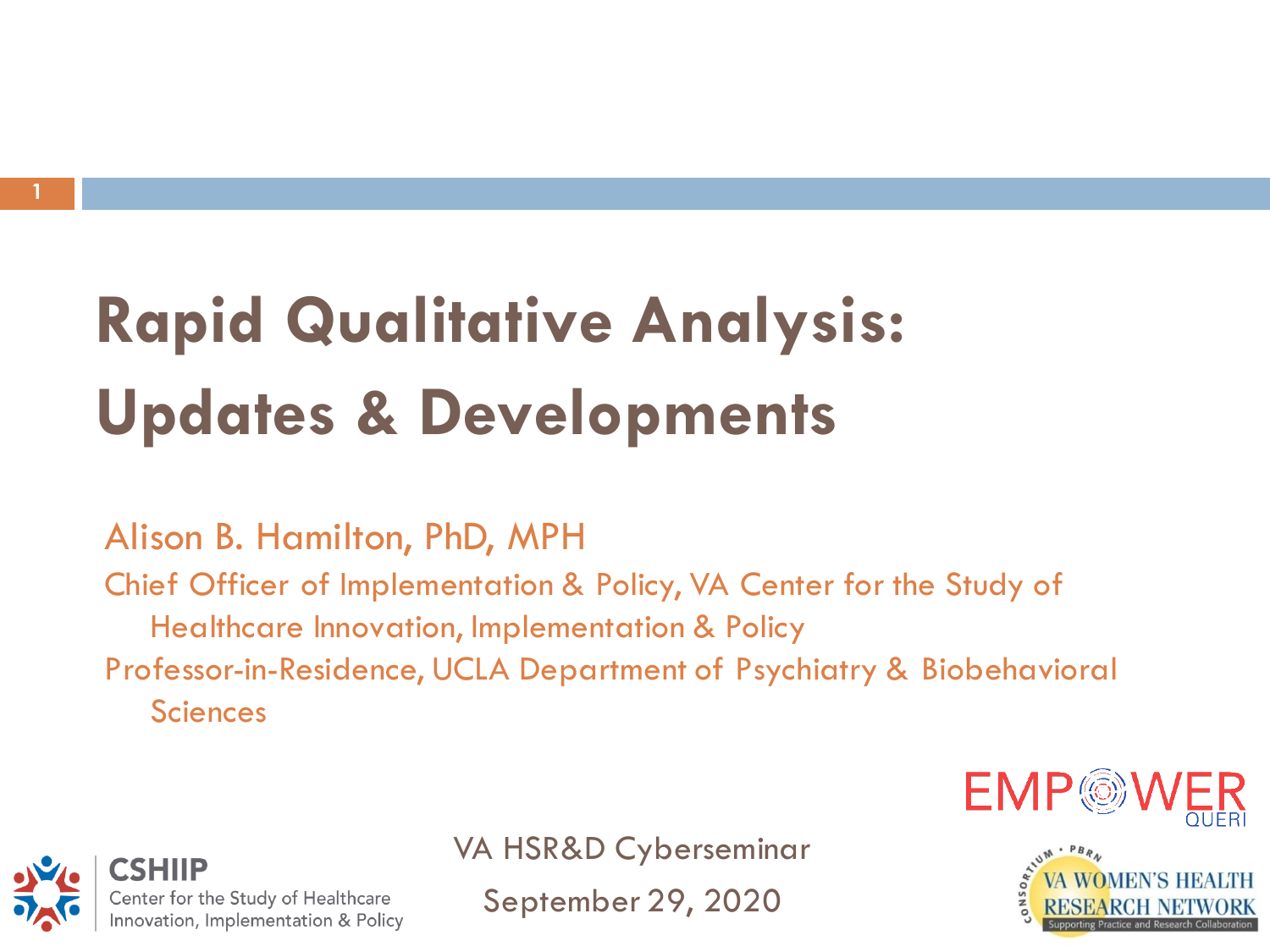# Rapid Qualitative Analysis: Updates & Developments

Alison B. Hamilton, PhD, MPH

Chief Officer of Implementation & Policy, VA Center for the Study of Healthcare Innovation, Implementation & Policy

Professor-in-Residence, UCLA Department of Psychiatry & Biobehavioral Sciences

EMPOWER QUERI

CSHIIP
Center for the Study of Healthcare Innovation, Implementation & Policy

VA HSR&D Cyberseminar

September 29, 2020

CONSORTIUM • PBRN
VA WOMEN'S HEALTH RESEARCH NETWORK
Supporting Practice and Research Collaboration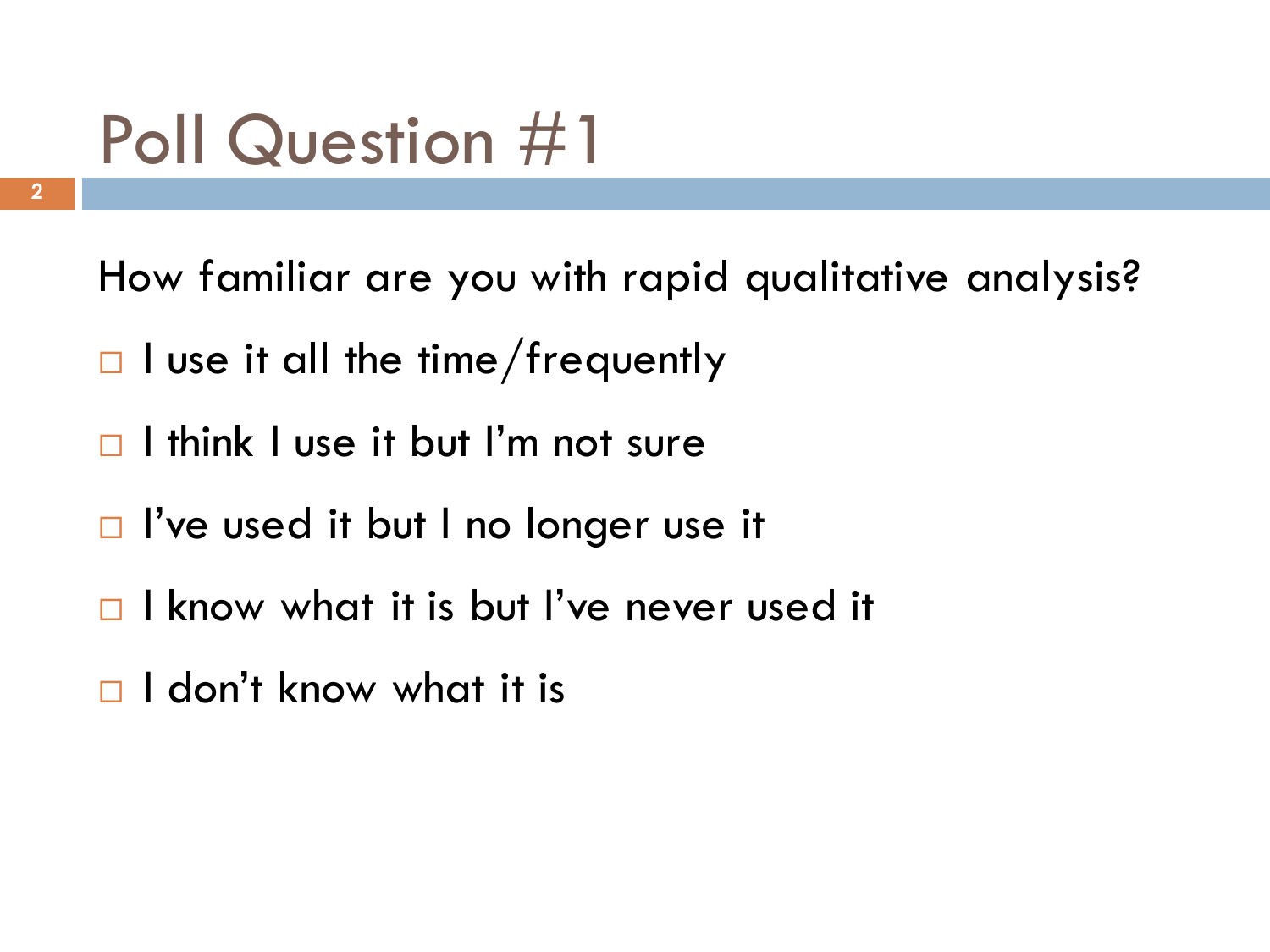# Poll Question #1

How familiar are you with rapid qualitative analysis?

- ☐ I use it all the time/frequently
- ☐ I think I use it but I'm not sure
- ☐ I've used it but I no longer use it
- ☐ I know what it is but I've never used it
- ☐ I don't know what it is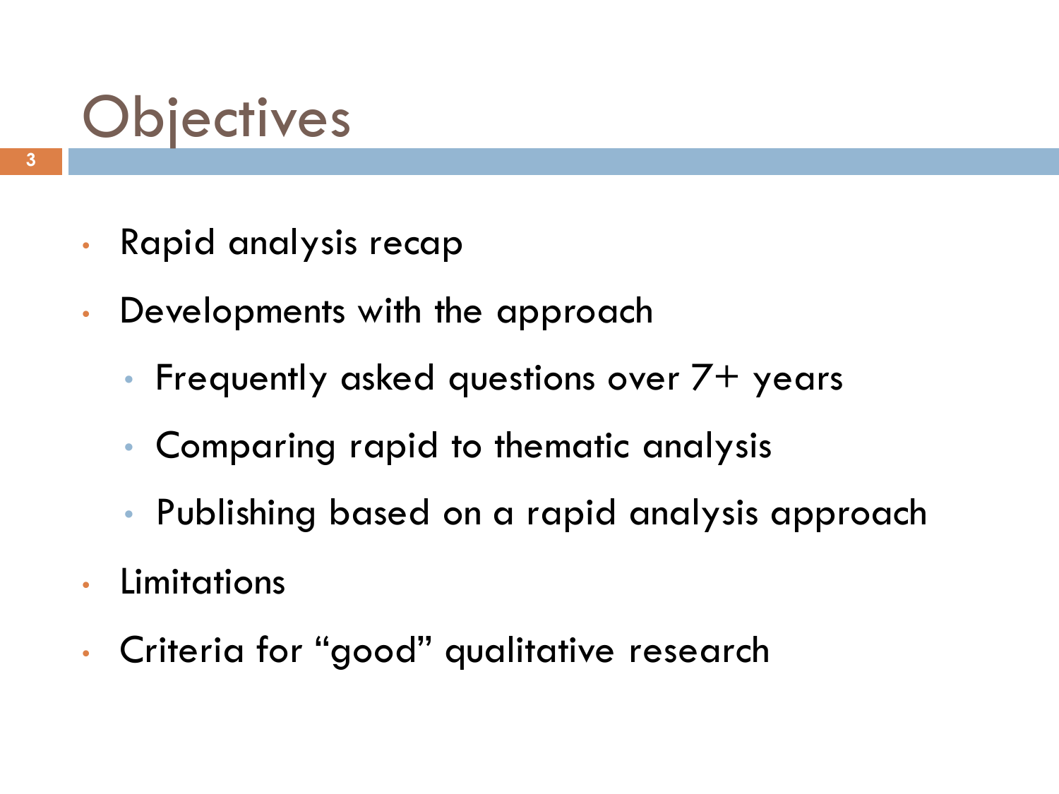# Objectives

- Rapid analysis recap
- Developments with the approach
  - Frequently asked questions over 7+ years
  - Comparing rapid to thematic analysis
  - Publishing based on a rapid analysis approach
- Limitations
- Criteria for "good" qualitative research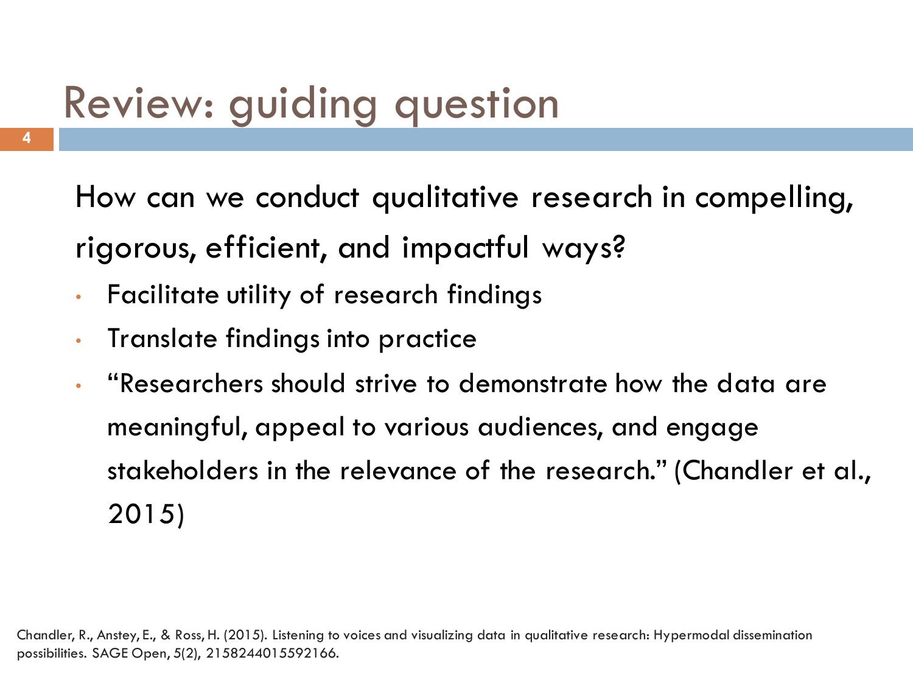# Review: guiding question

How can we conduct qualitative research in compelling, rigorous, efficient, and impactful ways?

- Facilitate utility of research findings
- Translate findings into practice
- "Researchers should strive to demonstrate how the data are meaningful, appeal to various audiences, and engage stakeholders in the relevance of the research." (Chandler et al., 2015)

Chandler, R., Anstey, E., & Ross, H. (2015). Listening to voices and visualizing data in qualitative research: Hypermodal dissemination possibilities. SAGE Open, 5(2), 2158244015592166.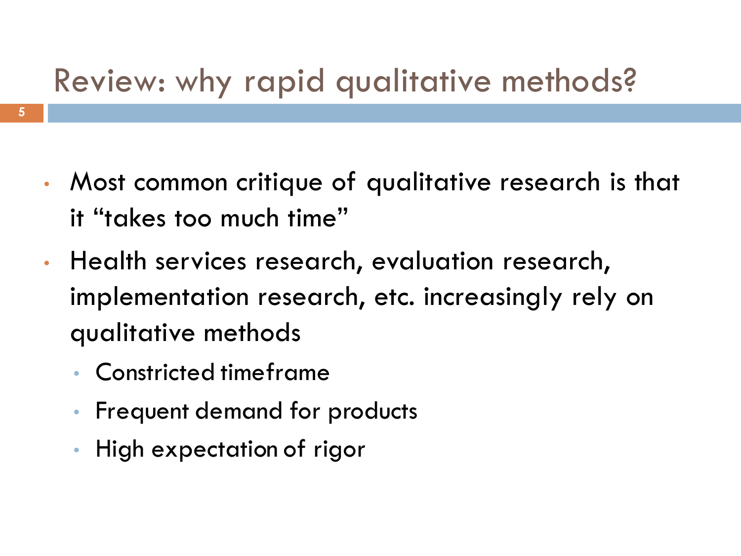# Review: why rapid qualitative methods?

- Most common critique of qualitative research is that it "takes too much time"
- Health services research, evaluation research, implementation research, etc. increasingly rely on qualitative methods
  - Constricted timeframe
  - Frequent demand for products
  - High expectation of rigor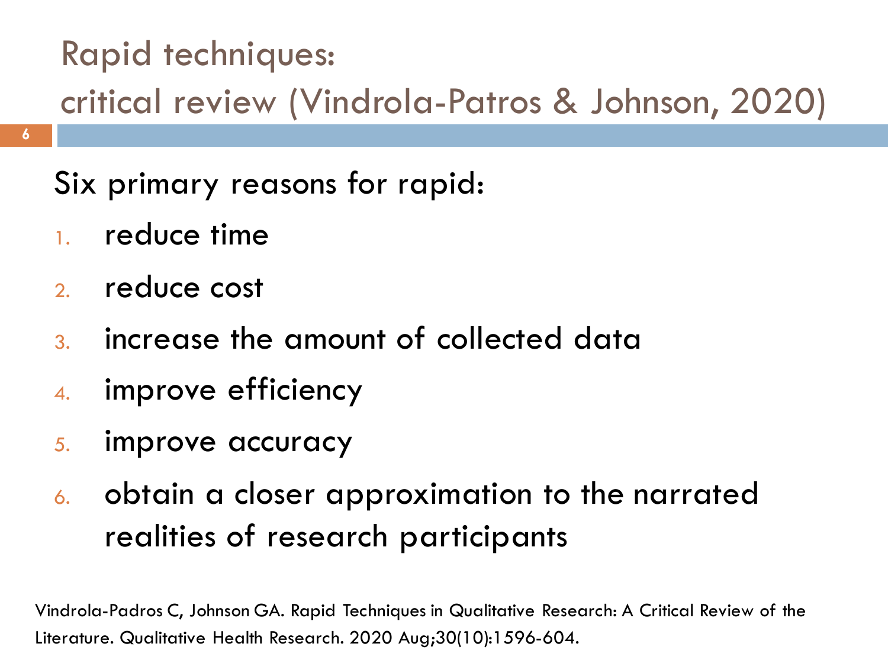# Rapid techniques: critical review (Vindrola-Patros & Johnson, 2020)

Six primary reasons for rapid:

1. reduce time
2. reduce cost
3. increase the amount of collected data
4. improve efficiency
5. improve accuracy
6. obtain a closer approximation to the narrated realities of research participants

Vindrola-Padros C, Johnson GA. Rapid Techniques in Qualitative Research: A Critical Review of the Literature. Qualitative Health Research. 2020 Aug;30(10):1596-604.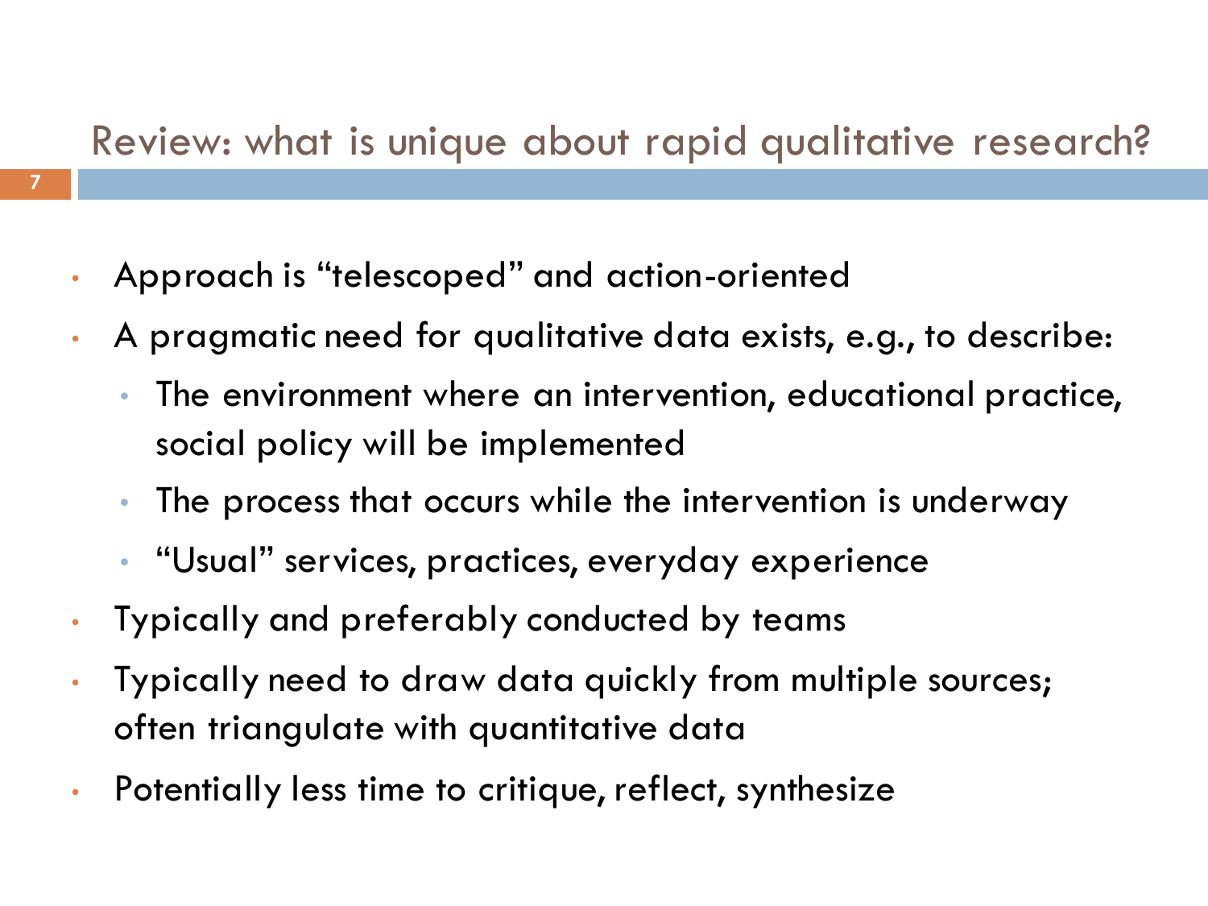## Review: what is unique about rapid qualitative research?

- Approach is “telescoped” and action-oriented
- A pragmatic need for qualitative data exists, e.g., to describe:
  - The environment where an intervention, educational practice, social policy will be implemented
  - The process that occurs while the intervention is underway
  - “Usual” services, practices, everyday experience
- Typically and preferably conducted by teams
- Typically need to draw data quickly from multiple sources; often triangulate with quantitative data
- Potentially less time to critique, reflect, synthesize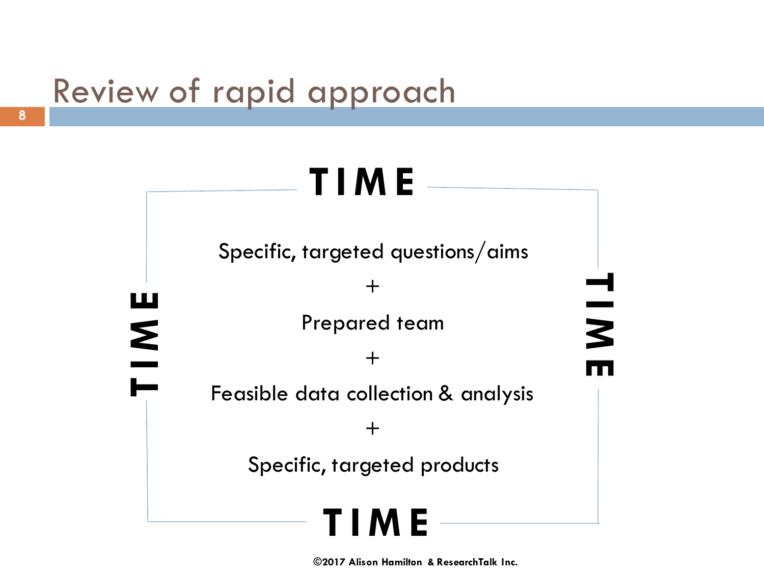# Review of rapid approach

**TIME**

Specific, targeted questions/aims

+

Prepared team

+

Feasible data collection & analysis

+

Specific, targeted products

**TIME**

©2017 Alison Hamilton & ResearchTalk Inc.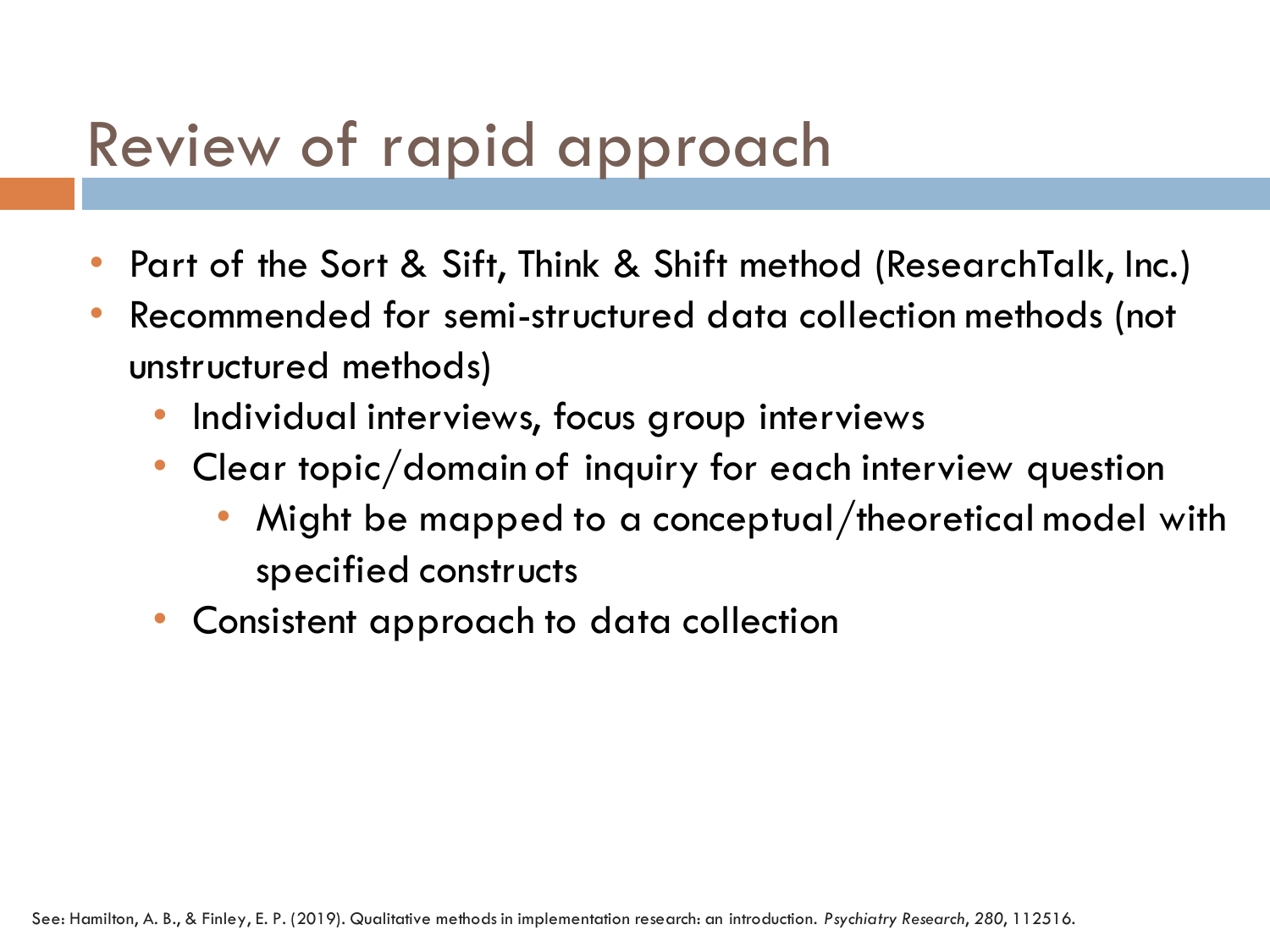# Review of rapid approach

- Part of the Sort & Sift, Think & Shift method (ResearchTalk, Inc.)
- Recommended for semi-structured data collection methods (not unstructured methods)
  - Individual interviews, focus group interviews
  - Clear topic/domain of inquiry for each interview question
    - Might be mapped to a conceptual/theoretical model with specified constructs
  - Consistent approach to data collection

See: Hamilton, A. B., & Finley, E. P. (2019). Qualitative methods in implementation research: an introduction. *Psychiatry Research*, *280*, 112516.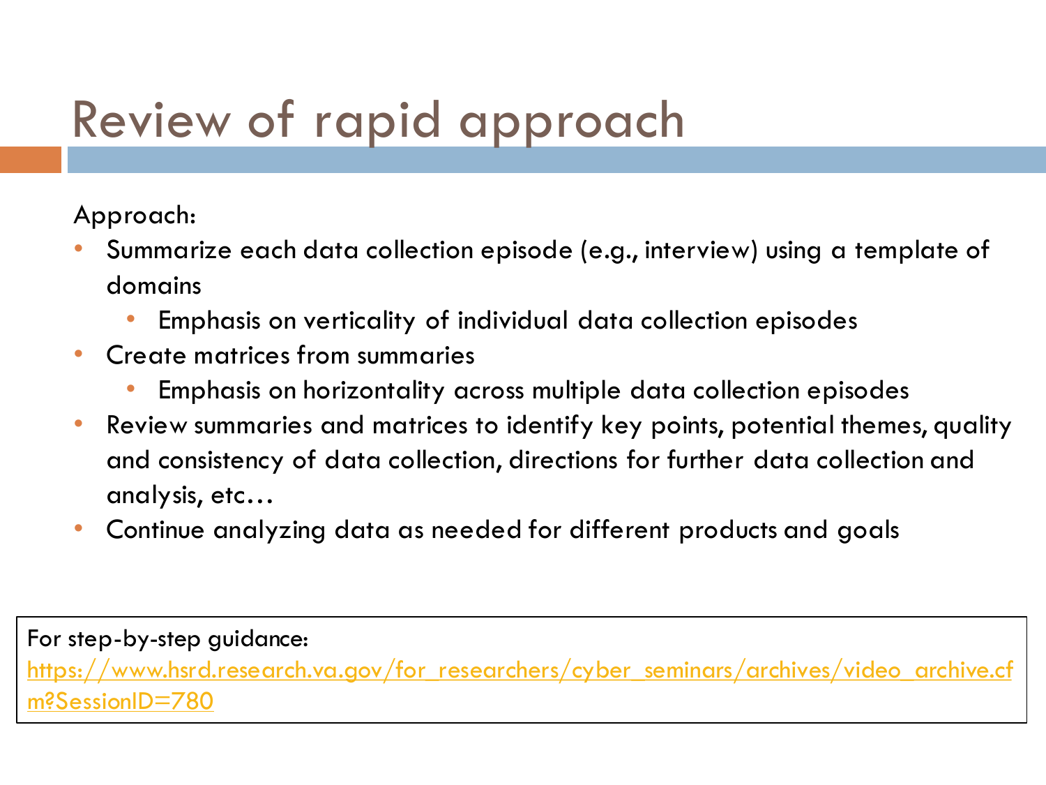# Review of rapid approach

Approach:

- Summarize each data collection episode (e.g., interview) using a template of domains
  - Emphasis on verticality of individual data collection episodes
- Create matrices from summaries
  - Emphasis on horizontality across multiple data collection episodes
- Review summaries and matrices to identify key points, potential themes, quality and consistency of data collection, directions for further data collection and analysis, etc…
- Continue analyzing data as needed for different products and goals

For step-by-step guidance:
https://www.hsrd.research.va.gov/for_researchers/cyber_seminars/archives/video_archive.cfm?SessionID=780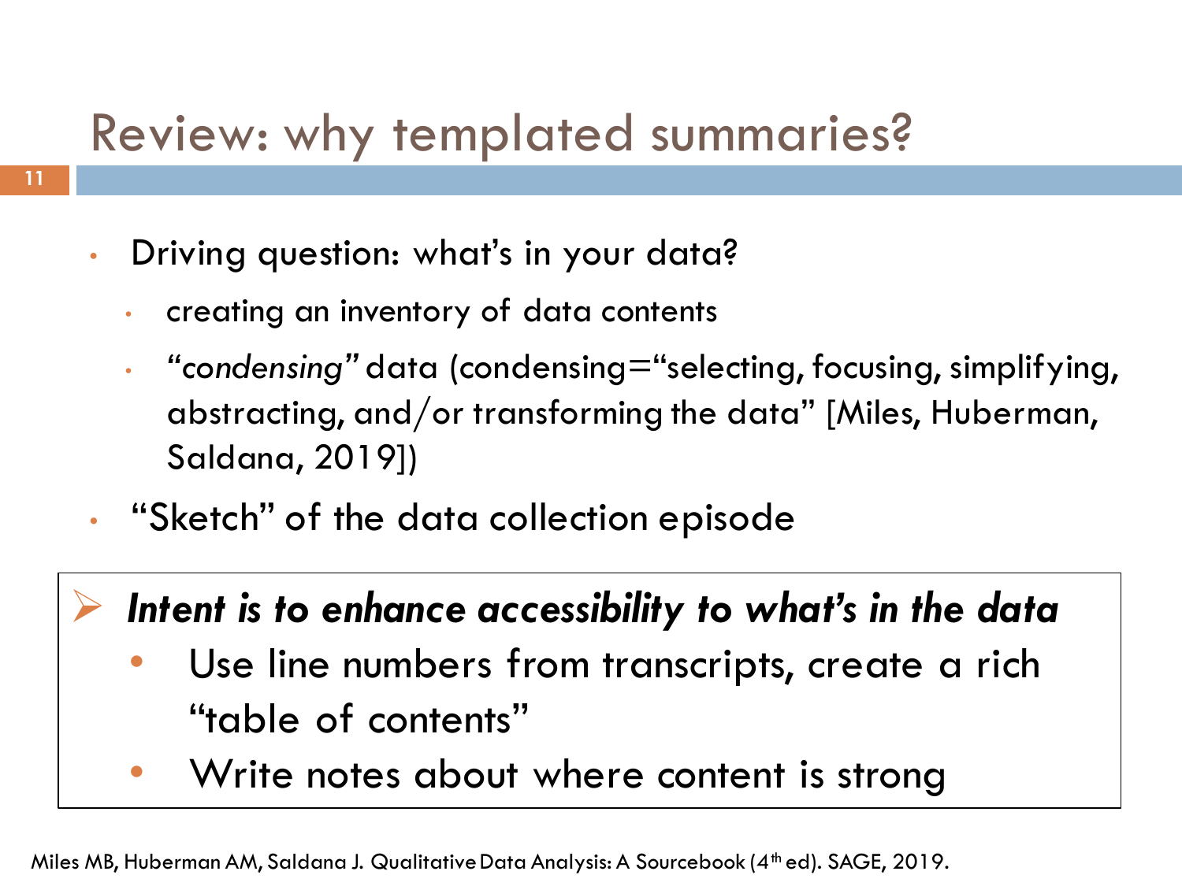# Review: why templated summaries?

- Driving question: what's in your data?
  - creating an inventory of data contents
  - "*condensing*" data (condensing="selecting, focusing, simplifying, abstracting, and/or transforming the data" [Miles, Huberman, Saldana, 2019])
- "Sketch" of the data collection episode

> ***Intent is to enhance accessibility to what's in the data***
> - Use line numbers from transcripts, create a rich "table of contents"
> - Write notes about where content is strong

Miles MB, Huberman AM, Saldana J. Qualitative Data Analysis: A Sourcebook (4th ed). SAGE, 2019.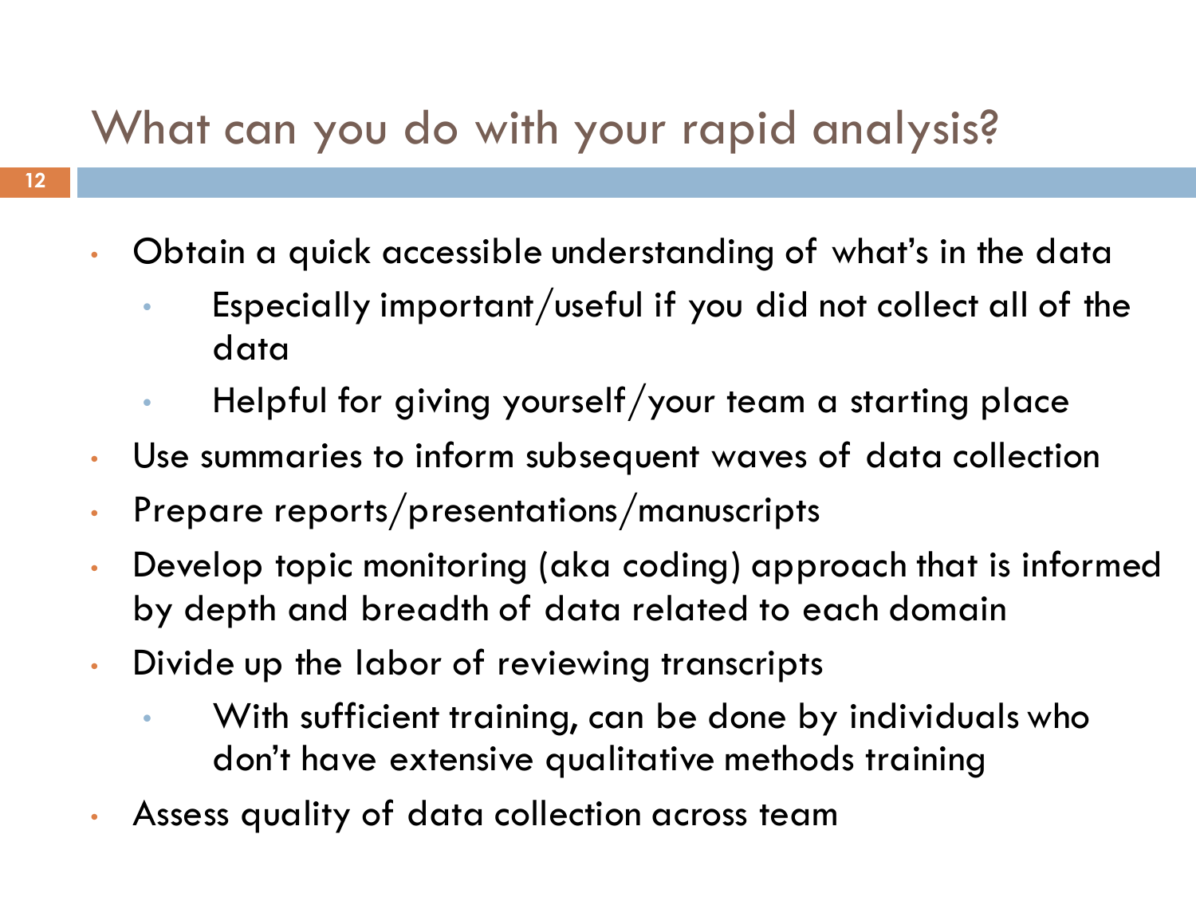# What can you do with your rapid analysis?

- Obtain a quick accessible understanding of what's in the data
  - Especially important/useful if you did not collect all of the data
  - Helpful for giving yourself/your team a starting place
- Use summaries to inform subsequent waves of data collection
- Prepare reports/presentations/manuscripts
- Develop topic monitoring (aka coding) approach that is informed by depth and breadth of data related to each domain
- Divide up the labor of reviewing transcripts
  - With sufficient training, can be done by individuals who don't have extensive qualitative methods training
- Assess quality of data collection across team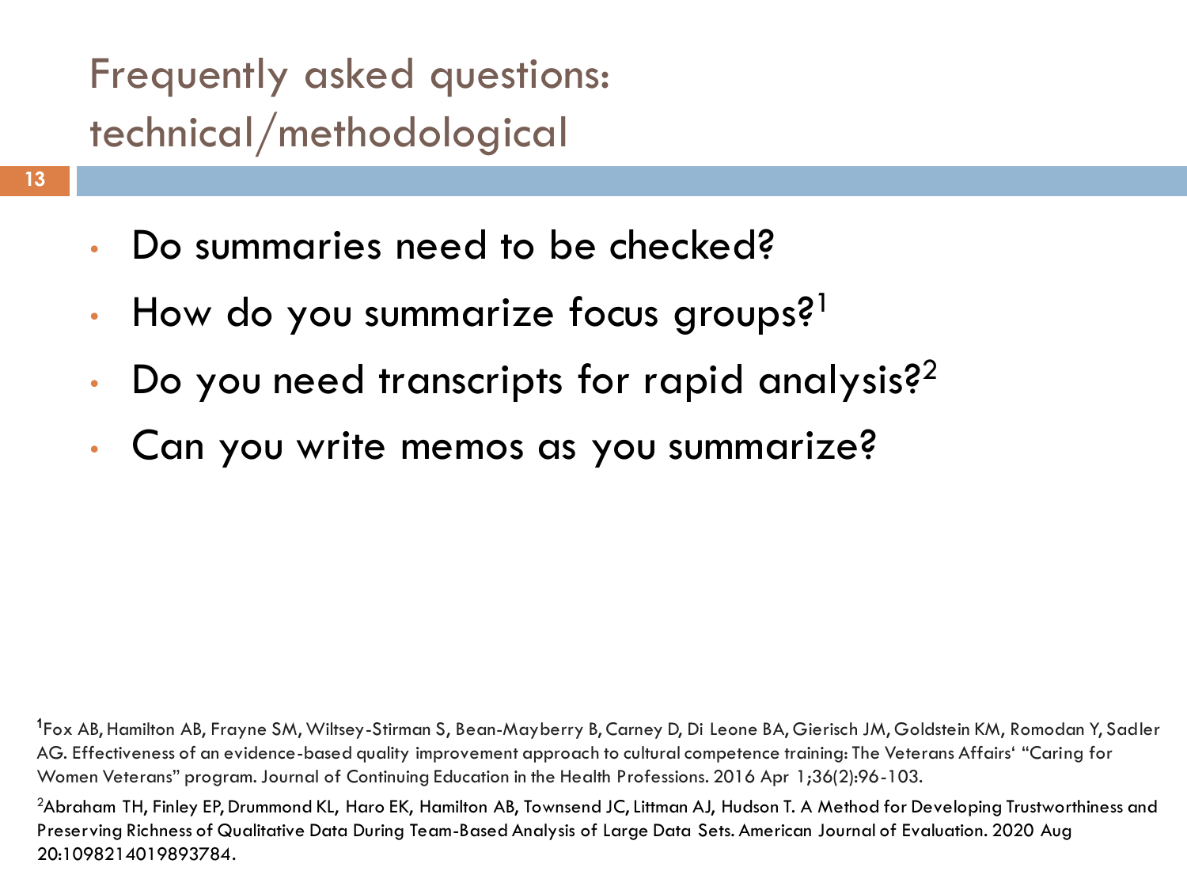# Frequently asked questions: technical/methodological

- Do summaries need to be checked?
- How do you summarize focus groups?[1]
- Do you need transcripts for rapid analysis?[2]
- Can you write memos as you summarize?

[1]Fox AB, Hamilton AB, Frayne SM, Wiltsey-Stirman S, Bean-Mayberry B, Carney D, Di Leone BA, Gierisch JM, Goldstein KM, Romodan Y, Sadler AG. Effectiveness of an evidence-based quality improvement approach to cultural competence training: The Veterans Affairs' "Caring for Women Veterans" program. Journal of Continuing Education in the Health Professions. 2016 Apr 1;36(2):96-103.

[2]Abraham TH, Finley EP, Drummond KL, Haro EK, Hamilton AB, Townsend JC, Littman AJ, Hudson T. A Method for Developing Trustworthiness and Preserving Richness of Qualitative Data During Team-Based Analysis of Large Data Sets. American Journal of Evaluation. 2020 Aug 20:1098214019893784.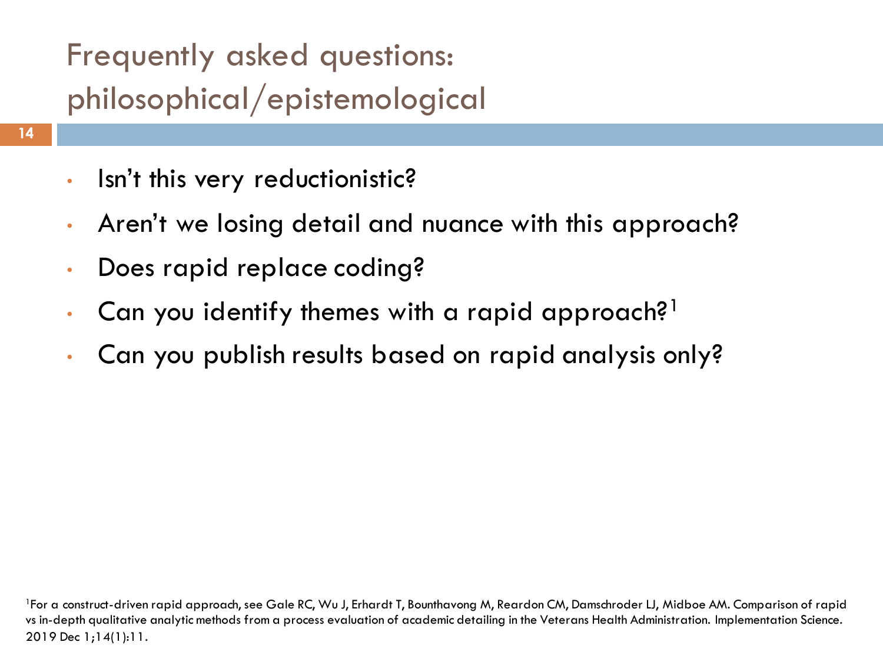# Frequently asked questions: philosophical/epistemological

- Isn't this very reductionistic?
- Aren't we losing detail and nuance with this approach?
- Does rapid replace coding?
- Can you identify themes with a rapid approach?[1]
- Can you publish results based on rapid analysis only?

[1]For a construct-driven rapid approach, see Gale RC, Wu J, Erhardt T, Bounthavong M, Reardon CM, Damschroder LJ, Midboe AM. Comparison of rapid vs in-depth qualitative analytic methods from a process evaluation of academic detailing in the Veterans Health Administration. Implementation Science. 2019 Dec 1;14(1):11.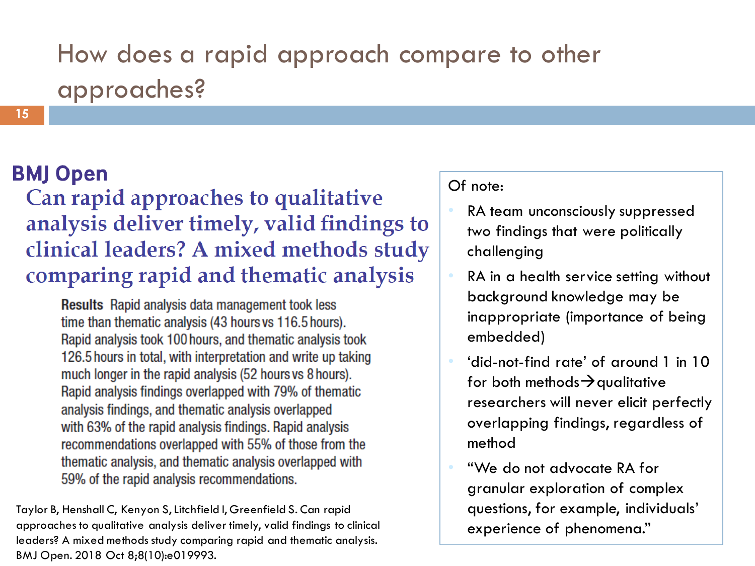# How does a rapid approach compare to other approaches?

**BMJ Open**

## Can rapid approaches to qualitative analysis deliver timely, valid findings to clinical leaders? A mixed methods study comparing rapid and thematic analysis

**Results** Rapid analysis data management took less time than thematic analysis (43 hours vs 116.5 hours). Rapid analysis took 100 hours, and thematic analysis took 126.5 hours in total, with interpretation and write up taking much longer in the rapid analysis (52 hours vs 8 hours). Rapid analysis findings overlapped with 79% of thematic analysis findings, and thematic analysis overlapped with 63% of the rapid analysis findings. Rapid analysis recommendations overlapped with 55% of those from the thematic analysis, and thematic analysis overlapped with 59% of the rapid analysis recommendations.

Taylor B, Henshall C, Kenyon S, Litchfield I, Greenfield S. Can rapid approaches to qualitative analysis deliver timely, valid findings to clinical leaders? A mixed methods study comparing rapid and thematic analysis. BMJ Open. 2018 Oct 8;8(10):e019993.

Of note:

- RA team unconsciously suppressed two findings that were politically challenging
- RA in a health service setting without background knowledge may be inappropriate (importance of being embedded)
- 'did-not-find rate' of around 1 in 10 for both methods → qualitative researchers will never elicit perfectly overlapping findings, regardless of method
- "We do not advocate RA for granular exploration of complex questions, for example, individuals' experience of phenomena."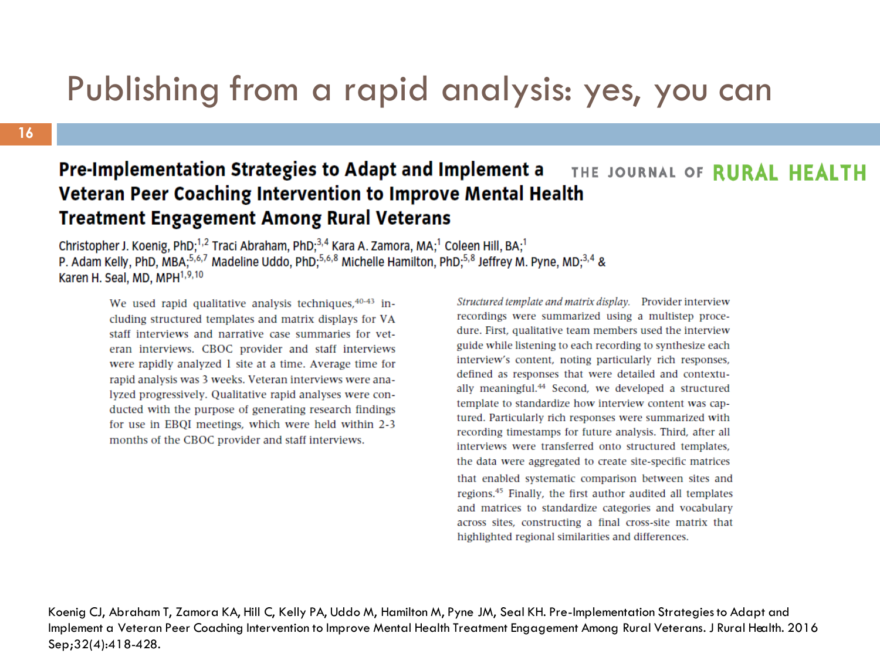# Publishing from a rapid analysis: yes, you can

## Pre-Implementation Strategies to Adapt and Implement a Veteran Peer Coaching Intervention to Improve Mental Health Treatment Engagement Among Rural Veterans

THE JOURNAL OF **RURAL HEALTH**

Christopher J. Koenig, PhD;[1,2] Traci Abraham, PhD;[3,4] Kara A. Zamora, MA;[1] Coleen Hill, BA;[1] P. Adam Kelly, PhD, MBA;[5,6,7] Madeline Uddo, PhD;[5,6,8] Michelle Hamilton, PhD;[5,8] Jeffrey M. Pyne, MD;[3,4] & Karen H. Seal, MD, MPH[1,9,10]

We used rapid qualitative analysis techniques,[40-43] including structured templates and matrix displays for VA staff interviews and narrative case summaries for veteran interviews. CBOC provider and staff interviews were rapidly analyzed 1 site at a time. Average time for rapid analysis was 3 weeks. Veteran interviews were analyzed progressively. Qualitative rapid analyses were conducted with the purpose of generating research findings for use in EBQI meetings, which were held within 2-3 months of the CBOC provider and staff interviews.

*Structured template and matrix display.* Provider interview recordings were summarized using a multistep procedure. First, qualitative team members used the interview guide while listening to each recording to synthesize each interview's content, noting particularly rich responses, defined as responses that were detailed and contextually meaningful.[44] Second, we developed a structured template to standardize how interview content was captured. Particularly rich responses were summarized with recording timestamps for future analysis. Third, after all interviews were transferred onto structured templates, the data were aggregated to create site-specific matrices that enabled systematic comparison between sites and regions.[45] Finally, the first author audited all templates and matrices to standardize categories and vocabulary across sites, constructing a final cross-site matrix that highlighted regional similarities and differences.

Koenig CJ, Abraham T, Zamora KA, Hill C, Kelly PA, Uddo M, Hamilton M, Pyne JM, Seal KH. Pre-Implementation Strategies to Adapt and Implement a Veteran Peer Coaching Intervention to Improve Mental Health Treatment Engagement Among Rural Veterans. J Rural Health. 2016 Sep;32(4):418-428.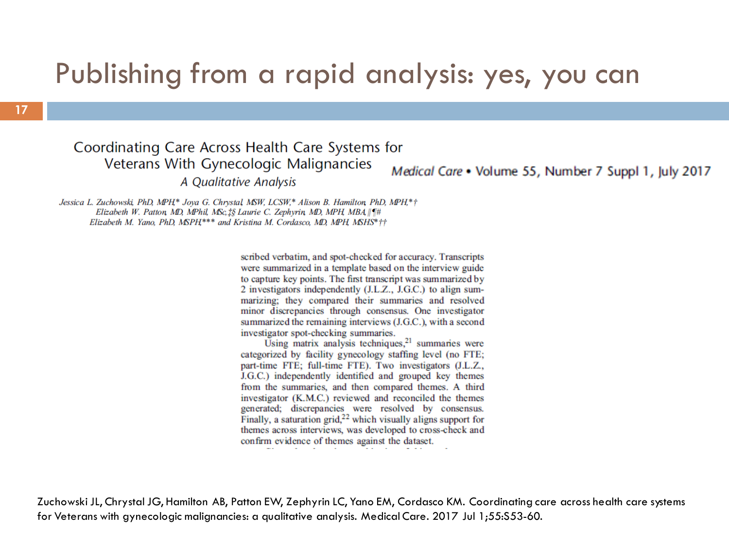# Publishing from a rapid analysis: yes, you can

## Coordinating Care Across Health Care Systems for Veterans With Gynecologic Malignancies

*A Qualitative Analysis*

*Medical Care* • Volume 55, Number 7 Suppl 1, July 2017

*Jessica L. Zuchowski, PhD, MPH,\* Joya G. Chrystal, MSW, LCSW,\* Alison B. Hamilton, PhD, MPH,\*† Elizabeth W. Patton, MD, MPhil, MSc,‡§ Laurie C. Zephyrin, MD, MPH, MBA,∥¶# Elizabeth M. Yano, PhD, MSPH,\*\*\* and Kristina M. Cordasco, MD, MPH, MSHS\*††*

scribed verbatim, and spot-checked for accuracy. Transcripts were summarized in a template based on the interview guide to capture key points. The first transcript was summarized by 2 investigators independently (J.L.Z., J.G.C.) to align summarizing; they compared their summaries and resolved minor discrepancies through consensus. One investigator summarized the remaining interviews (J.G.C.), with a second investigator spot-checking summaries.

Using matrix analysis techniques,[21] summaries were categorized by facility gynecology staffing level (no FTE; part-time FTE; full-time FTE). Two investigators (J.L.Z., J.G.C.) independently identified and grouped key themes from the summaries, and then compared themes. A third investigator (K.M.C.) reviewed and reconciled the themes generated; discrepancies were resolved by consensus. Finally, a saturation grid,[22] which visually aligns support for themes across interviews, was developed to cross-check and confirm evidence of themes against the dataset.

Zuchowski JL, Chrystal JG, Hamilton AB, Patton EW, Zephyrin LC, Yano EM, Cordasco KM. Coordinating care across health care systems for Veterans with gynecologic malignancies: a qualitative analysis. Medical Care. 2017 Jul 1;55:S53-60.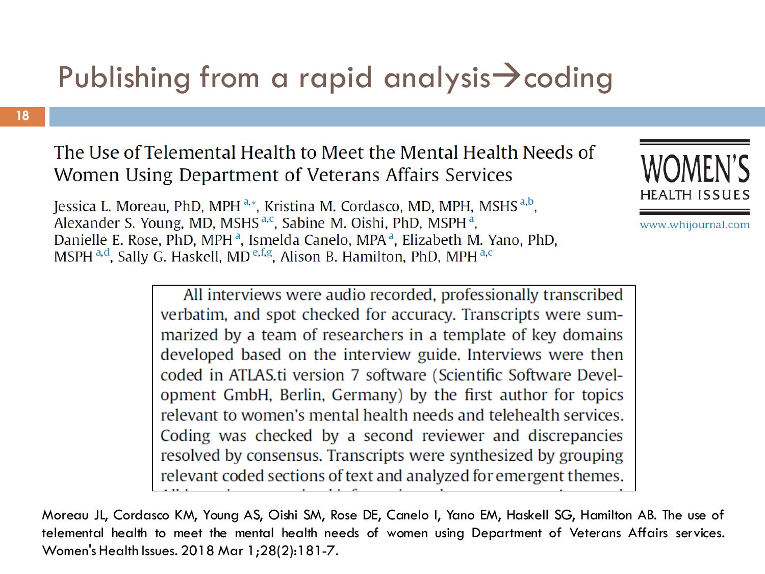# Publishing from a rapid analysis→coding

## The Use of Telemental Health to Meet the Mental Health Needs of Women Using Department of Veterans Affairs Services

Jessica L. Moreau, PhD, MPH [a,*], Kristina M. Cordasco, MD, MPH, MSHS [a,b], Alexander S. Young, MD, MSHS [a,c], Sabine M. Oishi, PhD, MSPH [a], Danielle E. Rose, PhD, MPH [a], Ismelda Canelo, MPA [a], Elizabeth M. Yano, PhD, MSPH [a,d], Sally G. Haskell, MD [e,f,g], Alison B. Hamilton, PhD, MPH [a,c]

WOMEN'S HEALTH ISSUES

www.whijournal.com

> All interviews were audio recorded, professionally transcribed verbatim, and spot checked for accuracy. Transcripts were summarized by a team of researchers in a template of key domains developed based on the interview guide. Interviews were then coded in ATLAS.ti version 7 software (Scientific Software Development GmbH, Berlin, Germany) by the first author for topics relevant to women's mental health needs and telehealth services. Coding was checked by a second reviewer and discrepancies resolved by consensus. Transcripts were synthesized by grouping relevant coded sections of text and analyzed for emergent themes.

Moreau JL, Cordasco KM, Young AS, Oishi SM, Rose DE, Canelo I, Yano EM, Haskell SG, Hamilton AB. The use of telemental health to meet the mental health needs of women using Department of Veterans Affairs services. Women's Health Issues. 2018 Mar 1;28(2):181-7.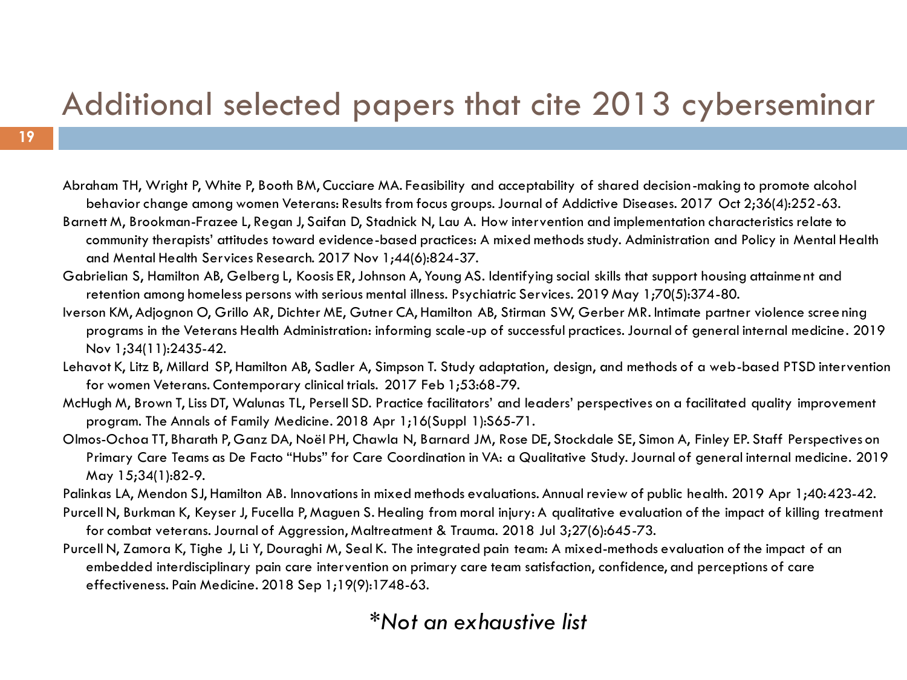# Additional selected papers that cite 2013 cyberseminar

Abraham TH, Wright P, White P, Booth BM, Cucciare MA. Feasibility and acceptability of shared decision-making to promote alcohol behavior change among women Veterans: Results from focus groups. Journal of Addictive Diseases. 2017 Oct 2;36(4):252-63.

Barnett M, Brookman-Frazee L, Regan J, Saifan D, Stadnick N, Lau A. How intervention and implementation characteristics relate to community therapists' attitudes toward evidence-based practices: A mixed methods study. Administration and Policy in Mental Health and Mental Health Services Research. 2017 Nov 1;44(6):824-37.

Gabrielian S, Hamilton AB, Gelberg L, Koosis ER, Johnson A, Young AS. Identifying social skills that support housing attainment and retention among homeless persons with serious mental illness. Psychiatric Services. 2019 May 1;70(5):374-80.

Iverson KM, Adjognon O, Grillo AR, Dichter ME, Gutner CA, Hamilton AB, Stirman SW, Gerber MR. Intimate partner violence screening programs in the Veterans Health Administration: informing scale-up of successful practices. Journal of general internal medicine. 2019 Nov 1;34(11):2435-42.

Lehavot K, Litz B, Millard SP, Hamilton AB, Sadler A, Simpson T. Study adaptation, design, and methods of a web-based PTSD intervention for women Veterans. Contemporary clinical trials. 2017 Feb 1;53:68-79.

McHugh M, Brown T, Liss DT, Walunas TL, Persell SD. Practice facilitators' and leaders' perspectives on a facilitated quality improvement program. The Annals of Family Medicine. 2018 Apr 1;16(Suppl 1):S65-71.

Olmos-Ochoa TT, Bharath P, Ganz DA, Noël PH, Chawla N, Barnard JM, Rose DE, Stockdale SE, Simon A, Finley EP. Staff Perspectives on Primary Care Teams as De Facto "Hubs" for Care Coordination in VA: a Qualitative Study. Journal of general internal medicine. 2019 May 15;34(1):82-9.

Palinkas LA, Mendon SJ, Hamilton AB. Innovations in mixed methods evaluations. Annual review of public health. 2019 Apr 1;40:423-42.

Purcell N, Burkman K, Keyser J, Fucella P, Maguen S. Healing from moral injury: A qualitative evaluation of the impact of killing treatment for combat veterans. Journal of Aggression, Maltreatment & Trauma. 2018 Jul 3;27(6):645-73.

Purcell N, Zamora K, Tighe J, Li Y, Douraghi M, Seal K. The integrated pain team: A mixed-methods evaluation of the impact of an embedded interdisciplinary pain care intervention on primary care team satisfaction, confidence, and perceptions of care effectiveness. Pain Medicine. 2018 Sep 1;19(9):1748-63.

*\*Not an exhaustive list*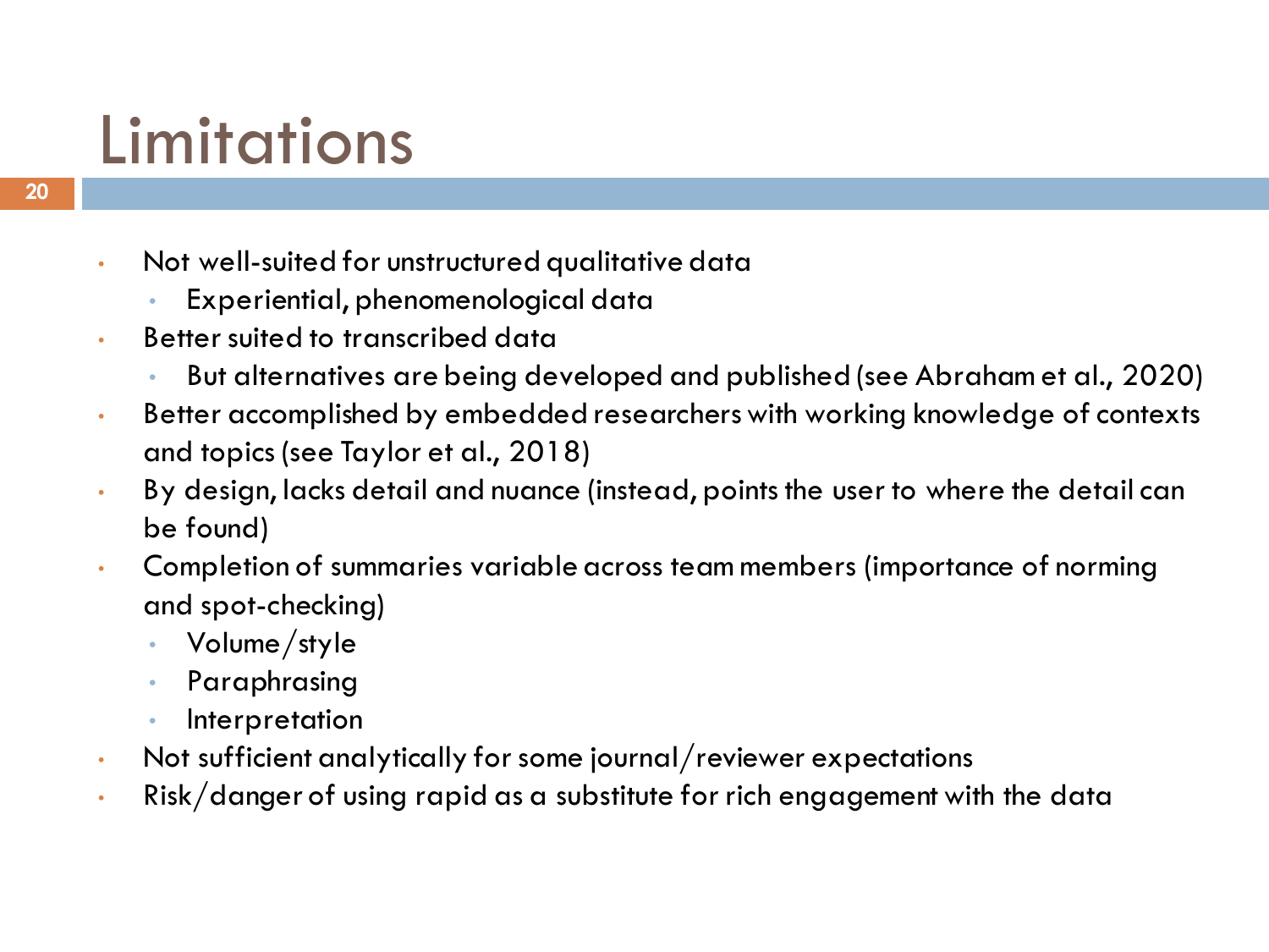# Limitations

- Not well-suited for unstructured qualitative data
  - Experiential, phenomenological data
- Better suited to transcribed data
  - But alternatives are being developed and published (see Abraham et al., 2020)
- Better accomplished by embedded researchers with working knowledge of contexts and topics (see Taylor et al., 2018)
- By design, lacks detail and nuance (instead, points the user to where the detail can be found)
- Completion of summaries variable across team members (importance of norming and spot-checking)
  - Volume/style
  - Paraphrasing
  - Interpretation
- Not sufficient analytically for some journal/reviewer expectations
- Risk/danger of using rapid as a substitute for rich engagement with the data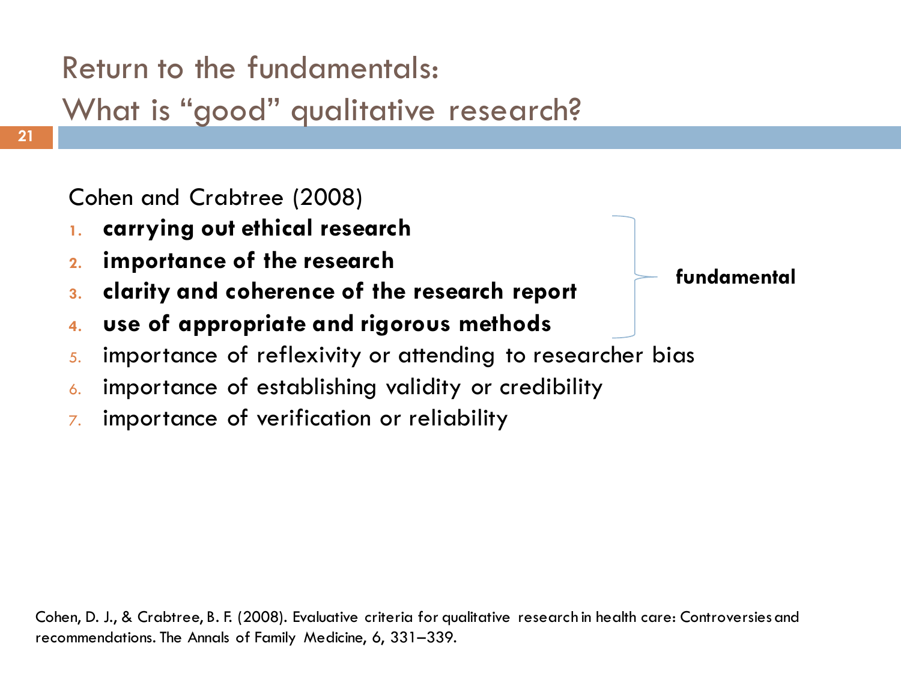# Return to the fundamentals: What is "good" qualitative research?

Cohen and Crabtree (2008)

1. **carrying out ethical research**
2. **importance of the research**
3. **clarity and coherence of the research report**
4. **use of appropriate and rigorous methods**
5. importance of reflexivity or attending to researcher bias
6. importance of establishing validity or credibility
7. importance of verification or reliability

(Items 1–4: **fundamental**)

Cohen, D. J., & Crabtree, B. F. (2008). Evaluative criteria for qualitative research in health care: Controversies and recommendations. The Annals of Family Medicine, 6, 331–339.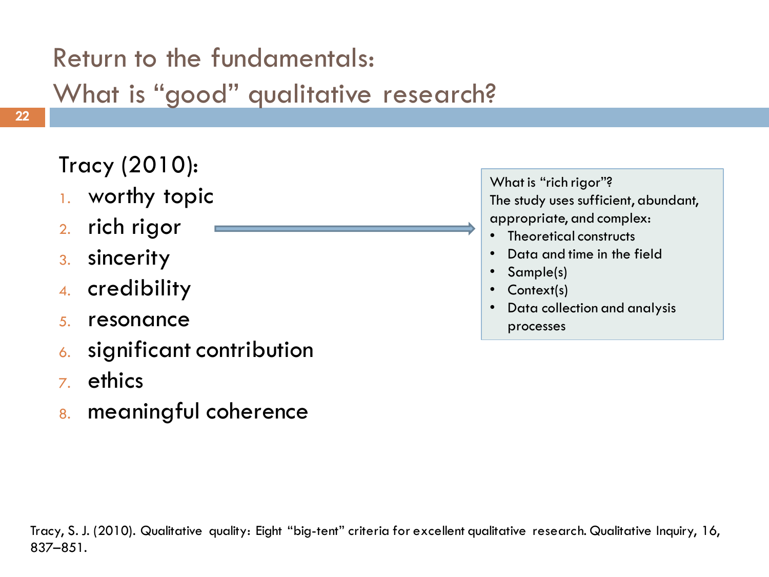# Return to the fundamentals: What is "good" qualitative research?

Tracy (2010):

1. worthy topic
2. rich rigor
3. sincerity
4. credibility
5. resonance
6. significant contribution
7. ethics
8. meaningful coherence

What is "rich rigor"?
The study uses sufficient, abundant, appropriate, and complex:

- Theoretical constructs
- Data and time in the field
- Sample(s)
- Context(s)
- Data collection and analysis processes

Tracy, S. J. (2010). Qualitative quality: Eight "big-tent" criteria for excellent qualitative research. Qualitative Inquiry, 16, 837–851.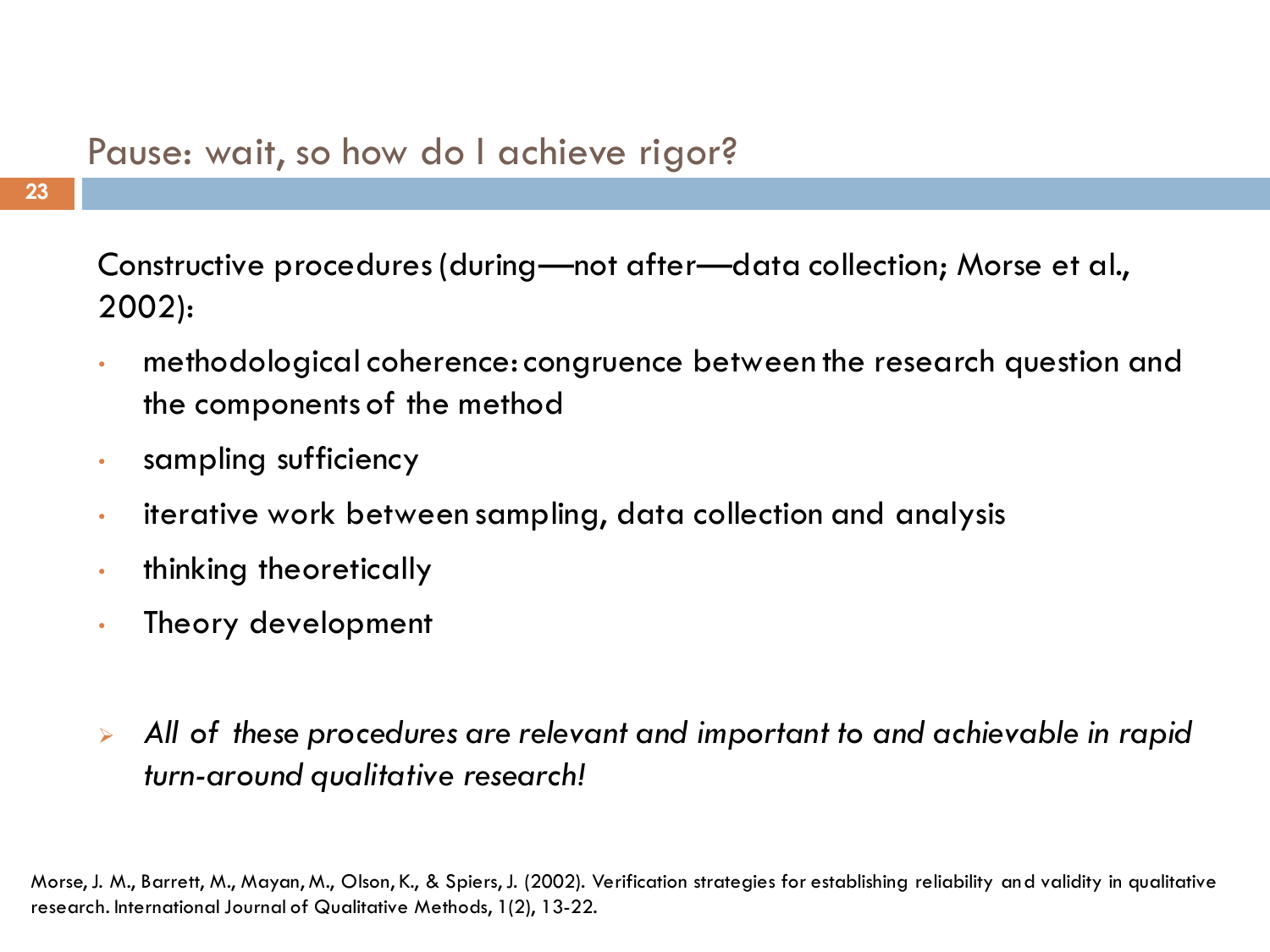## Pause: wait, so how do I achieve rigor?

Constructive procedures (during—not after—data collection; Morse et al., 2002):

- methodological coherence: congruence between the research question and the components of the method
- sampling sufficiency
- iterative work between sampling, data collection and analysis
- thinking theoretically
- Theory development

- *All of these procedures are relevant and important to and achievable in rapid turn-around qualitative research!*

Morse, J. M., Barrett, M., Mayan, M., Olson, K., & Spiers, J. (2002). Verification strategies for establishing reliability and validity in qualitative research. International Journal of Qualitative Methods, 1(2), 13-22.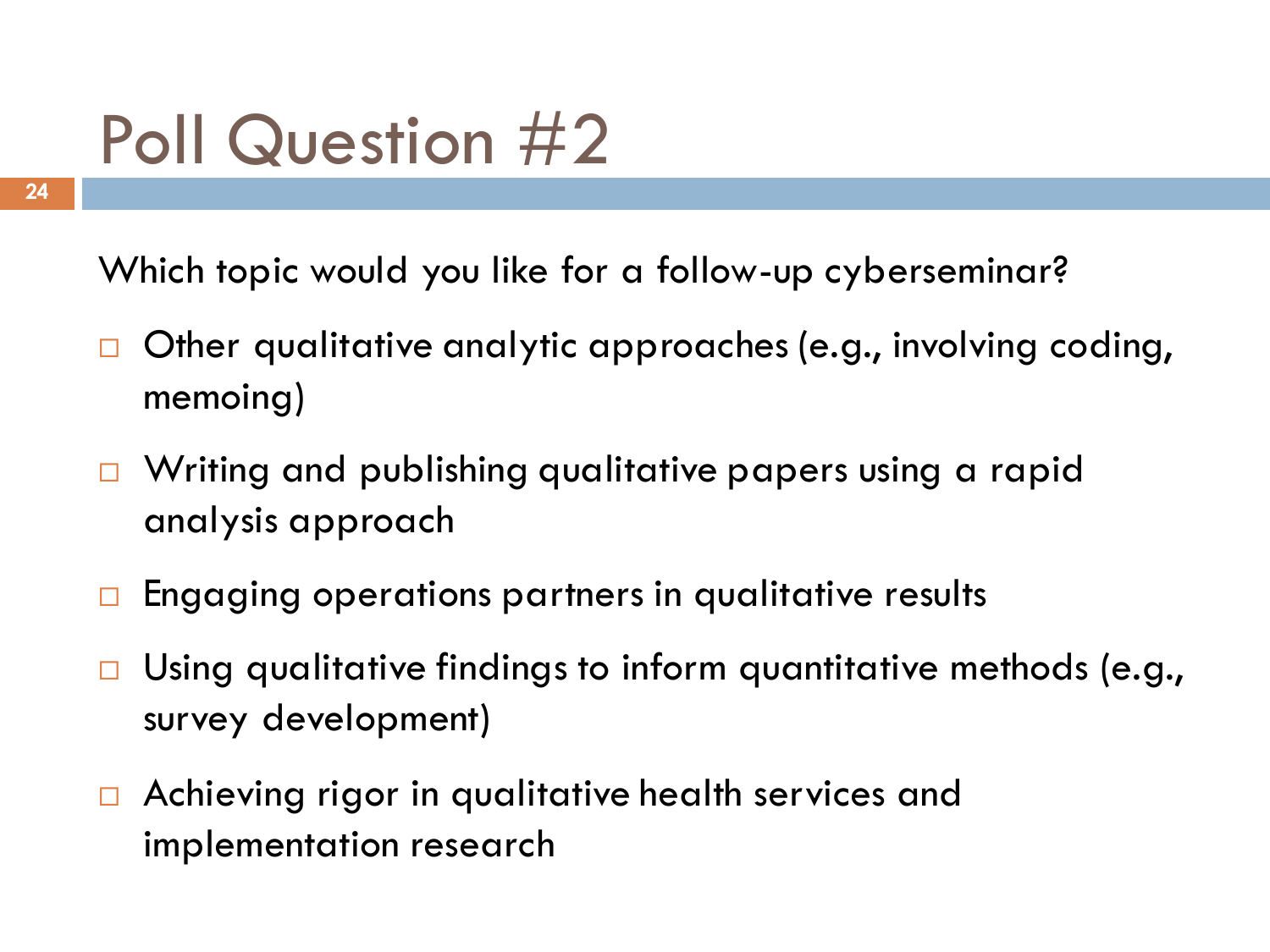# Poll Question #2

Which topic would you like for a follow-up cyberseminar?

- Other qualitative analytic approaches (e.g., involving coding, memoing)
- Writing and publishing qualitative papers using a rapid analysis approach
- Engaging operations partners in qualitative results
- Using qualitative findings to inform quantitative methods (e.g., survey development)
- Achieving rigor in qualitative health services and implementation research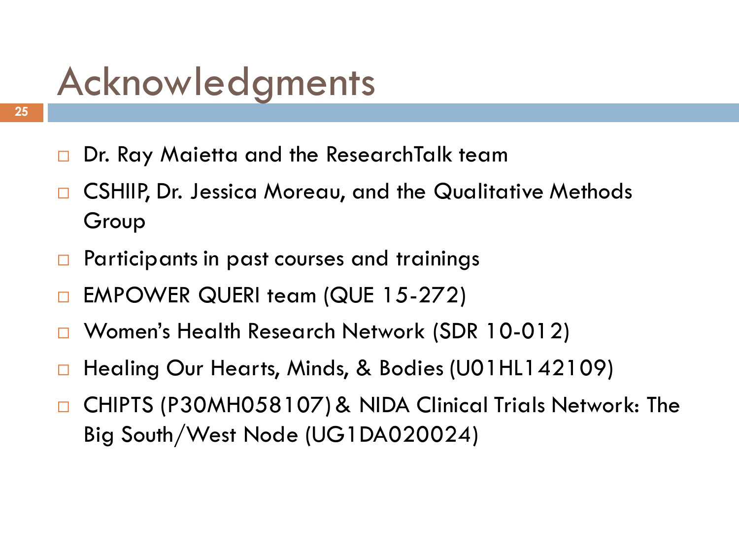# Acknowledgments

- Dr. Ray Maietta and the ResearchTalk team
- CSHIIP, Dr. Jessica Moreau, and the Qualitative Methods Group
- Participants in past courses and trainings
- EMPOWER QUERI team (QUE 15-272)
- Women's Health Research Network (SDR 10-012)
- Healing Our Hearts, Minds, & Bodies (U01HL142109)
- CHIPTS (P30MH058107) & NIDA Clinical Trials Network: The Big South/West Node (UG1DA020024)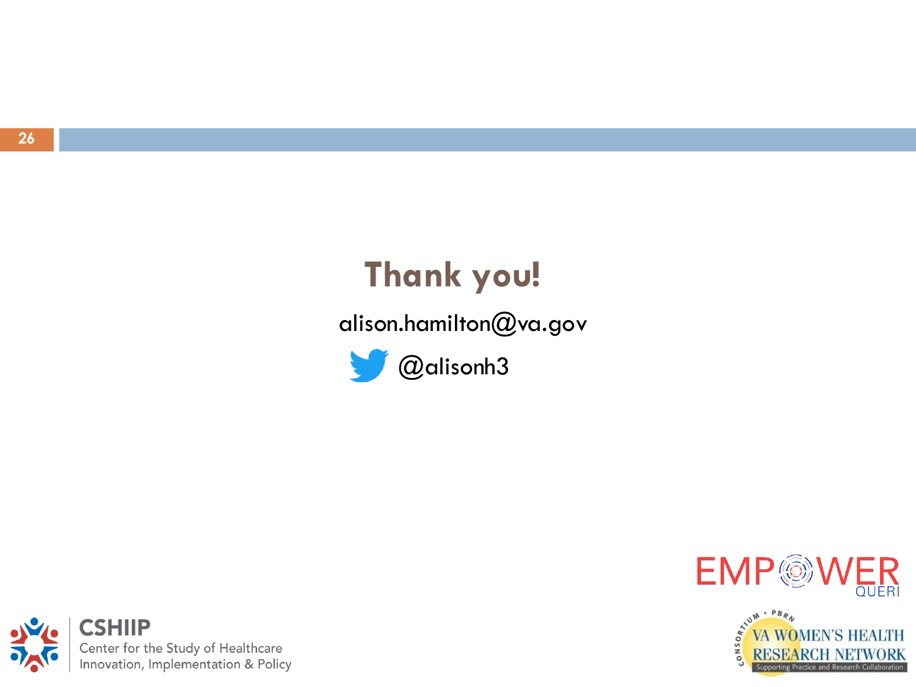# Thank you!

alison.hamilton@va.gov

@alisonh3

EMPOWER QUERI

CSHIIP
Center for the Study of Healthcare Innovation, Implementation & Policy

VA WOMEN'S HEALTH RESEARCH NETWORK
Supporting Practice and Research Collaboration